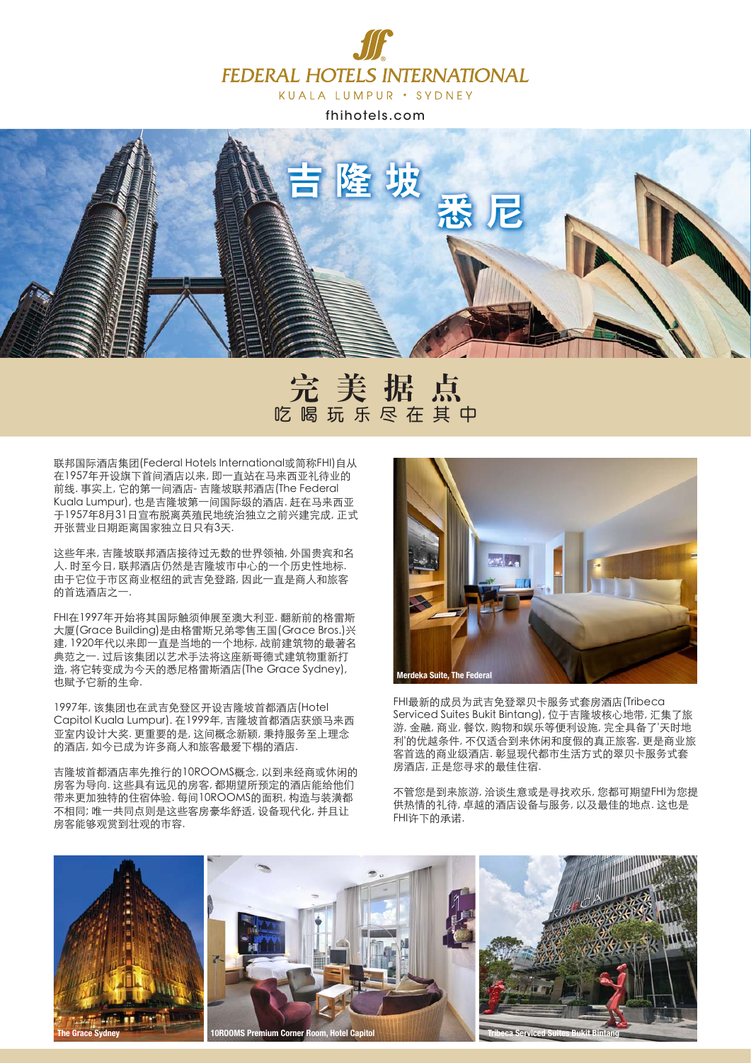# FEDERAL HOTELS INTERNATIONAL

KUALA LUMPUR • SYDNEY

fhihotels.com

吉隆坡 悉尼

## 完美据点

### 吃喝玩乐尽在其中

联邦国际酒店集团(Federal Hotels International或简称FHI)自从在1957年开设旗下首间酒店以来,即一直站在马来西亚礼待业的前线.事实上,它的第一间酒店-吉隆坡联邦酒店(The Federal Kuala Lumpur),也是吉隆坡第一间国际级的酒店.赶在马来西亚于1957年8月31日宣布脱离英殖民地统治独立之前兴建完成,正式开张营业日期距离国家独立日只有3天.

这些年来,吉隆坡联邦酒店接待过无数的世界领袖,外国贵宾和名人.时至今日,联邦酒店仍然是吉隆坡市中心的一个历史性地标.由于它位于市区商业枢纽的武吉免登路,因此一直是商人和旅客的首选酒店之一.

FHI在1997年开始将其国际触须伸展至澳大利亚.翻新前的格雷斯大厦(Grace Building)是由格雷斯兄弟零售王国(Grace Bros.)兴建,1920年代以来即一直是当地的一个地标,战前建筑物的最著名典范之一.过后该集团以艺术手法将这座新哥德式建筑物重新打造,将它转变成为今天的悉尼格雷斯酒店(The Grace Sydney),也赋予它新的生命.

1997年,该集团也在武吉免登区开设吉隆坡首都酒店(Hotel Capitol Kuala Lumpur).在1999年,吉隆坡首都酒店获颁马来西亚室内设计大奖.更重要的是,这间概念新颖,秉持服务至上理念的酒店,如今已成为许多商人和旅客最爱下榻的酒店.

吉隆坡首都酒店率先推行的10ROOMS概念,以到来经商或休闲的房客为导向.这些具有远见的房客,都期望所预定的酒店能给他们带来更加独特的住宿体验.每间10ROOMS的面积,构造与装潢都不相同;唯一共同点则是这些客房豪华舒适,设备现代化,并且让房客能够观赏到壮观的市容.

Merdeka Suite, The Federal

FHI最新的成员为武吉免登翠贝卡服务式套房酒店(Tribeca Serviced Suites Bukit Bintang),位于吉隆坡核心地带,汇集了旅游,金融,商业,餐饮,购物和娱乐等便利设施,完全具备了'天时地利'的优越条件,不仅适合到来休闲和度假的真正旅客,更是商业旅客首选的商业级酒店.彰显现代都市生活方式的翠贝卡服务式套房酒店,正是您寻求的最佳住宿.

不管您是到来旅游,洽谈生意或是寻找欢乐,您都可期望FHI为您提供热情的礼待,卓越的酒店设备与服务,以及最佳的地点.这也是FHI许下的承诺.

The Grace Sydney

10ROOMS Premium Corner Room, Hotel Capitol

Tribeca Serviced Suites Bukit Bintang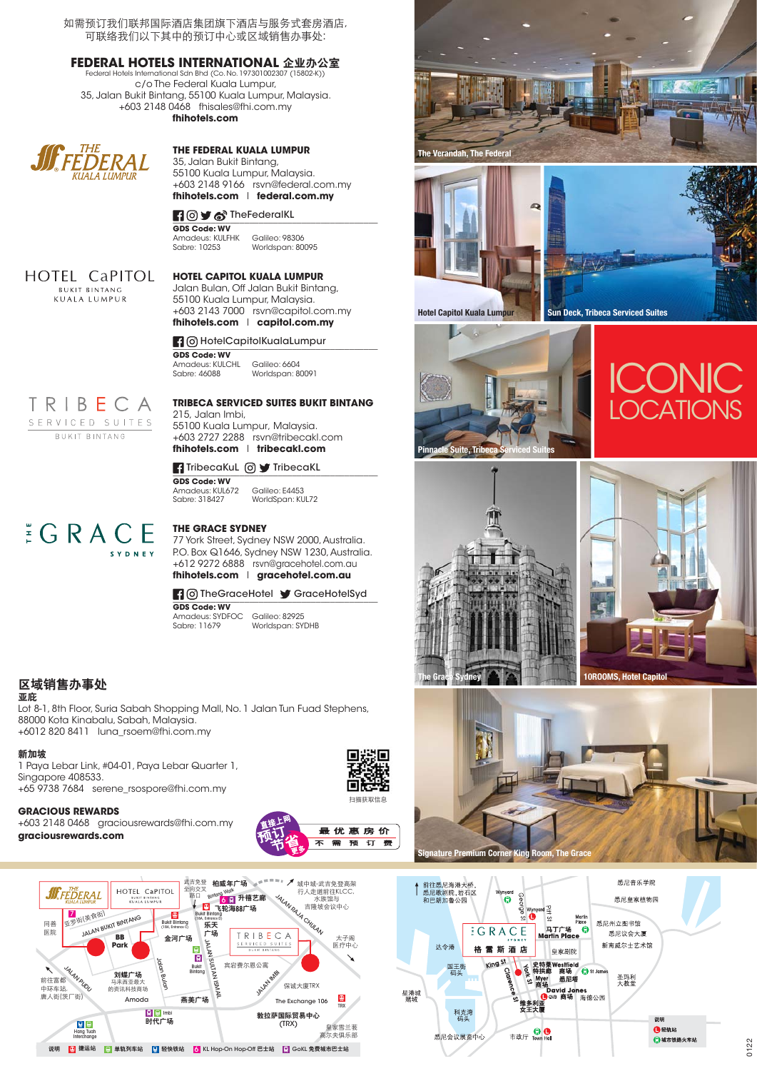如需预订我们联邦国际酒店集团旗下酒店与服务式套房酒店，可联络我们以下其中的预订中心或区域销售办事处:

## FEDERAL HOTELS INTERNATIONAL 企业办公室

Federal Hotels International Sdn Bhd (Co. No. 197301002307 (15802-K))
c/o The Federal Kuala Lumpur,
35, Jalan Bukit Bintang, 55100 Kuala Lumpur, Malaysia.
+603 2148 0468 fhisales@fhi.com.my
**fhihotels.com**

### THE FEDERAL KUALA LUMPUR

35, Jalan Bukit Bintang,
55100 Kuala Lumpur, Malaysia.
+603 2148 9166 rsvn@federal.com.my
**fhihotels.com** | **federal.com.my**

TheFederalKL

**GDS Code: WV**
Amadeus: KULFHK Galileo: 98306
Sabre: 10253 Worldspan: 80095

### HOTEL CAPITOL KUALA LUMPUR

Jalan Bulan, Off Jalan Bukit Bintang,
55100 Kuala Lumpur, Malaysia.
+603 2143 7000 rsvn@capitol.com.my
**fhihotels.com** | **capitol.com.my**

HotelCapitolKualaLumpur

**GDS Code: WV**
Amadeus: KULCHL Galileo: 6604
Sabre: 46088 Worldspan: 80091

### TRIBECA SERVICED SUITES BUKIT BINTANG

215, Jalan Imbi,
55100 Kuala Lumpur, Malaysia.
+603 2727 2288 rsvn@tribecakl.com
**fhihotels.com** | **tribecakl.com**

TribecaKuL TribecaKL

**GDS Code: WV**
Amadeus: KUL672 Galileo: E4453
Sabre: 318427 WorldSpan: KUL72

### THE GRACE SYDNEY

77 York Street, Sydney NSW 2000, Australia.
P.O. Box Q1646, Sydney NSW 1230, Australia.
+612 9272 6888 rsvn@gracehotel.com.au
**fhihotels.com** | **gracehotel.com.au**

TheGraceHotel GraceHotelSyd

**GDS Code: WV**
Amadeus: SYDFOC Galileo: 82925
Sabre: 11679 Worldspan: SYDHB

## 区域销售办事处

**亚庇**
Lot 8-1, 8th Floor, Suria Sabah Shopping Mall, No. 1 Jalan Tun Fuad Stephens,
88000 Kota Kinabalu, Sabah, Malaysia.
+6012 820 8411 luna_rsoem@fhi.com.my

**新加坡**
1 Paya Lebar Link, #04-01, Paya Lebar Quarter 1,
Singapore 408533.
+65 9738 7684 serene_rsospore@fhi.com.my

扫描获取信息

**GRACIOUS REWARDS**
+603 2148 0468 graciousrewards@fhi.com.my
**graciousrewards.com**

直接上网预订省更多 最优惠房价 不需预订费

The Verandah, The Federal

Hotel Capitol Kuala Lumpur

Sun Deck, Tribeca Serviced Suites

Pinnacle Suite, Tribeca Serviced Suites

ICONIC LOCATIONS

The Grace Sydney

10ROOMS, Hotel Capitol

Signature Premium Corner King Room, The Grace

说明 捷运站 单轨列车站 轻快铁站 KL Hop-On Hop-Off 巴士站 GoKL 免费城市巴士站

说明 轻轨站 城市铁路火车站